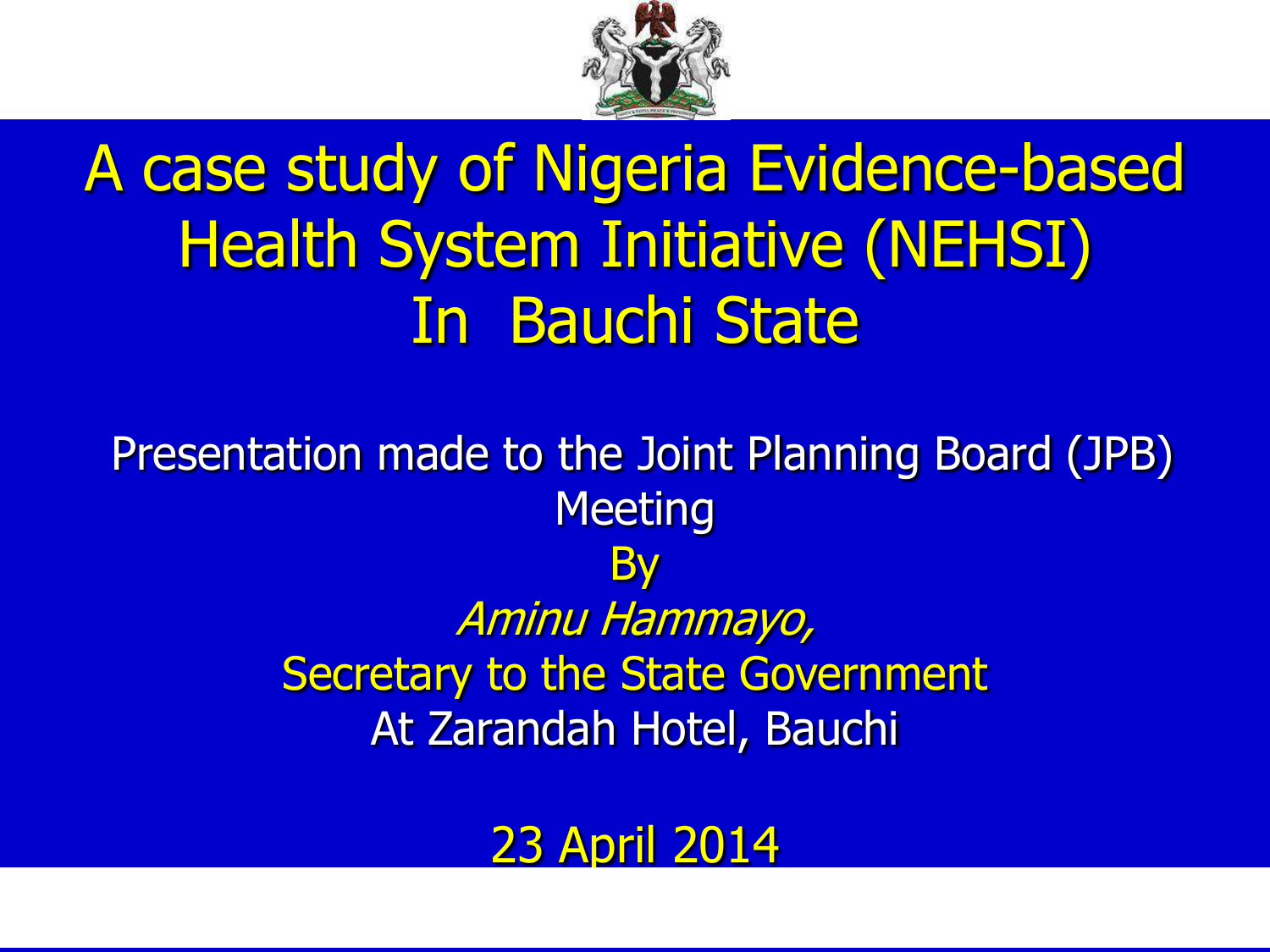# A case study of Nigeria Evidence-based Health System Initiative (NEHSI) In Bauchi State

Presentation made to the Joint Planning Board (JPB) Meeting

By

*Aminu Hammayo,*

Secretary to the State Government

At Zarandah Hotel, Bauchi

23 April 2014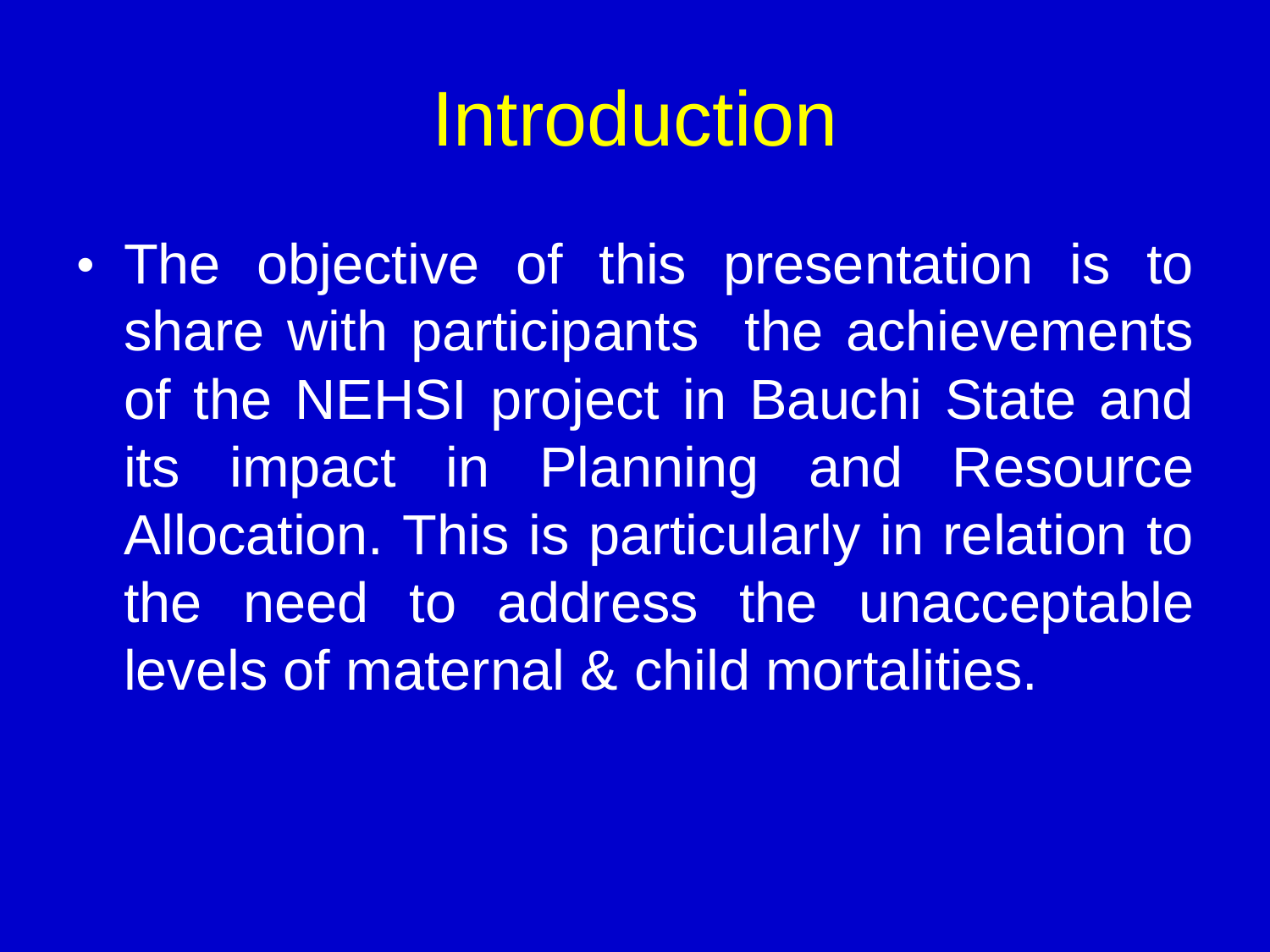# Introduction

- The objective of this presentation is to share with participants the achievements of the NEHSI project in Bauchi State and its impact in Planning and Resource Allocation. This is particularly in relation to the need to address the unacceptable levels of maternal & child mortalities.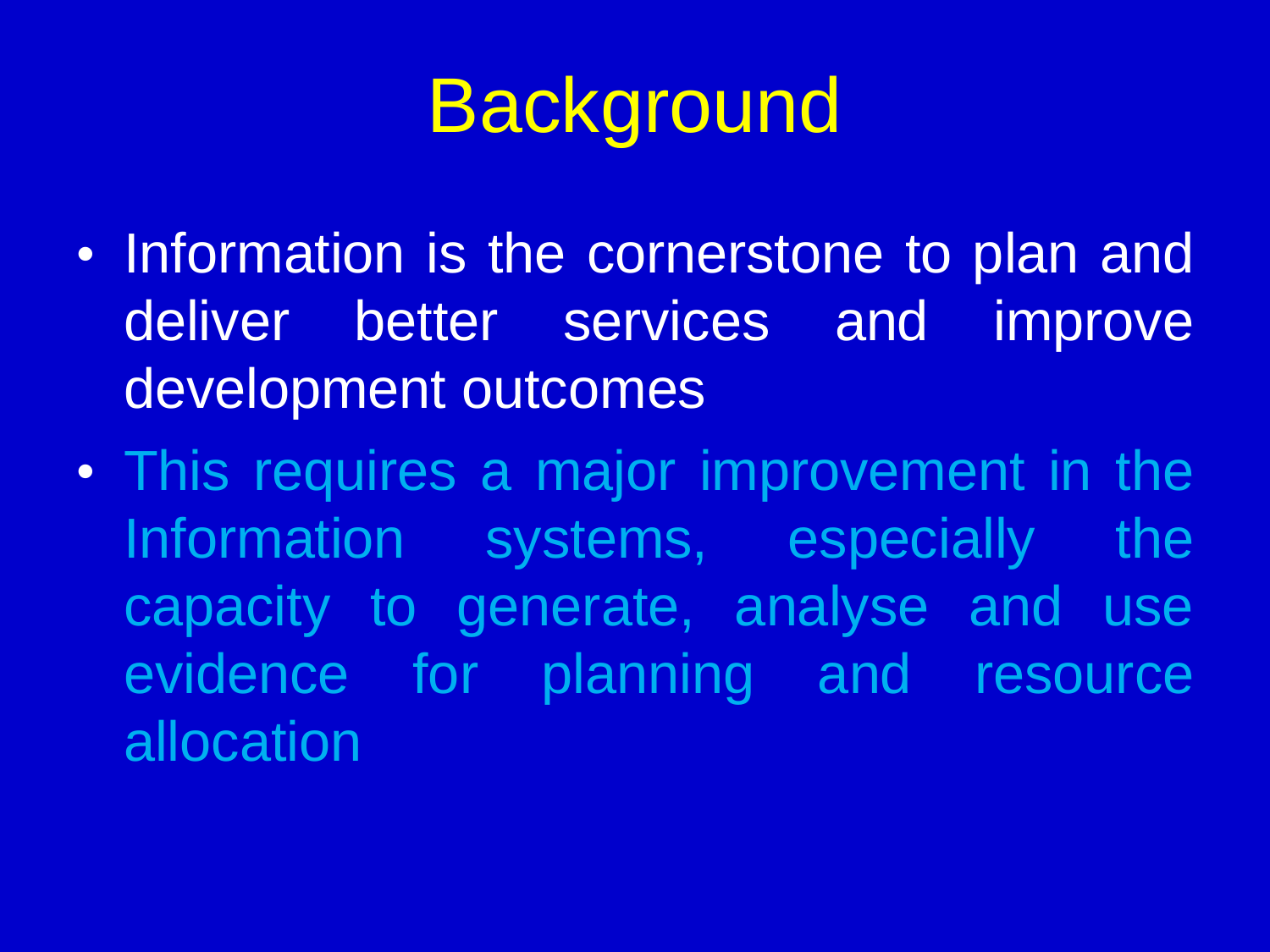# Background

- Information is the cornerstone to plan and deliver better services and improve development outcomes
- This requires a major improvement in the Information systems, especially the capacity to generate, analyse and use evidence for planning and resource allocation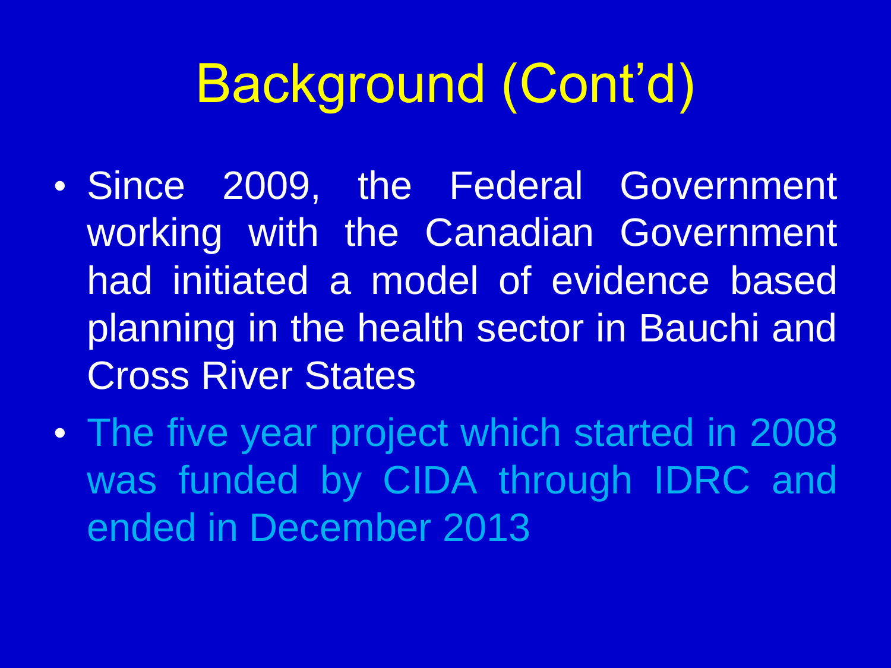# Background (Cont'd)

- Since 2009, the Federal Government working with the Canadian Government had initiated a model of evidence based planning in the health sector in Bauchi and Cross River States
- The five year project which started in 2008 was funded by CIDA through IDRC and ended in December 2013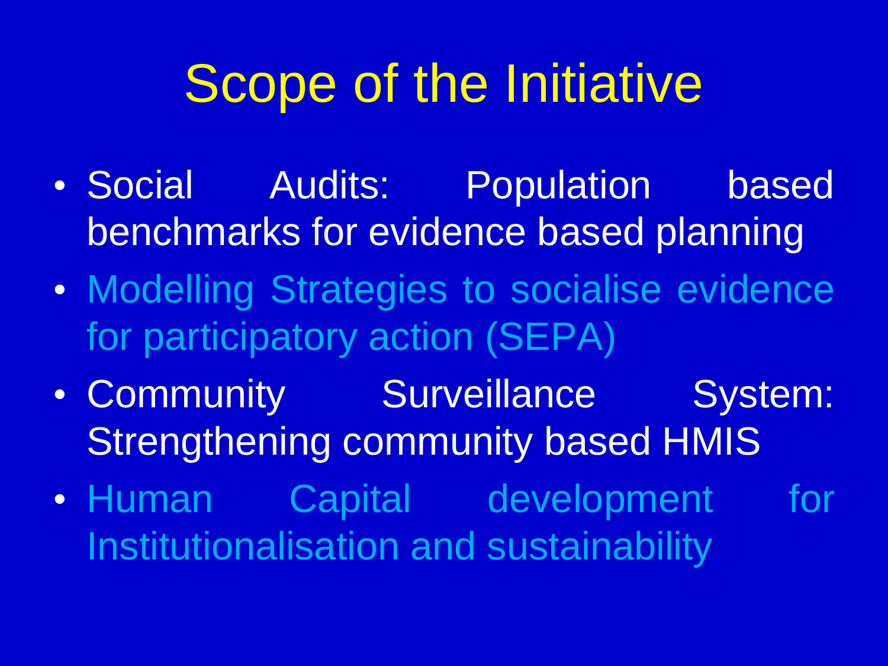# Scope of the Initiative

- Social Audits: Population based benchmarks for evidence based planning
- Modelling Strategies to socialise evidence for participatory action (SEPA)
- Community Surveillance System: Strengthening community based HMIS
- Human Capital development for Institutionalisation and sustainability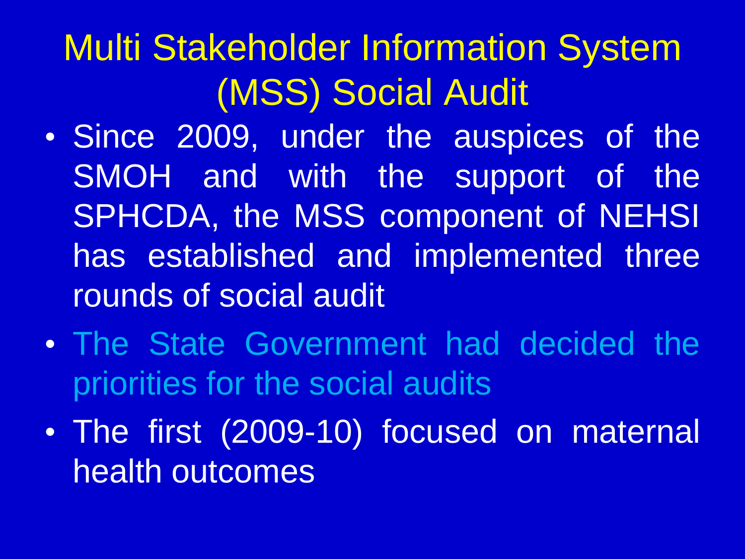# Multi Stakeholder Information System (MSS) Social Audit

- Since 2009, under the auspices of the SMOH and with the support of the SPHCDA, the MSS component of NEHSI has established and implemented three rounds of social audit
- The State Government had decided the priorities for the social audits
- The first (2009-10) focused on maternal health outcomes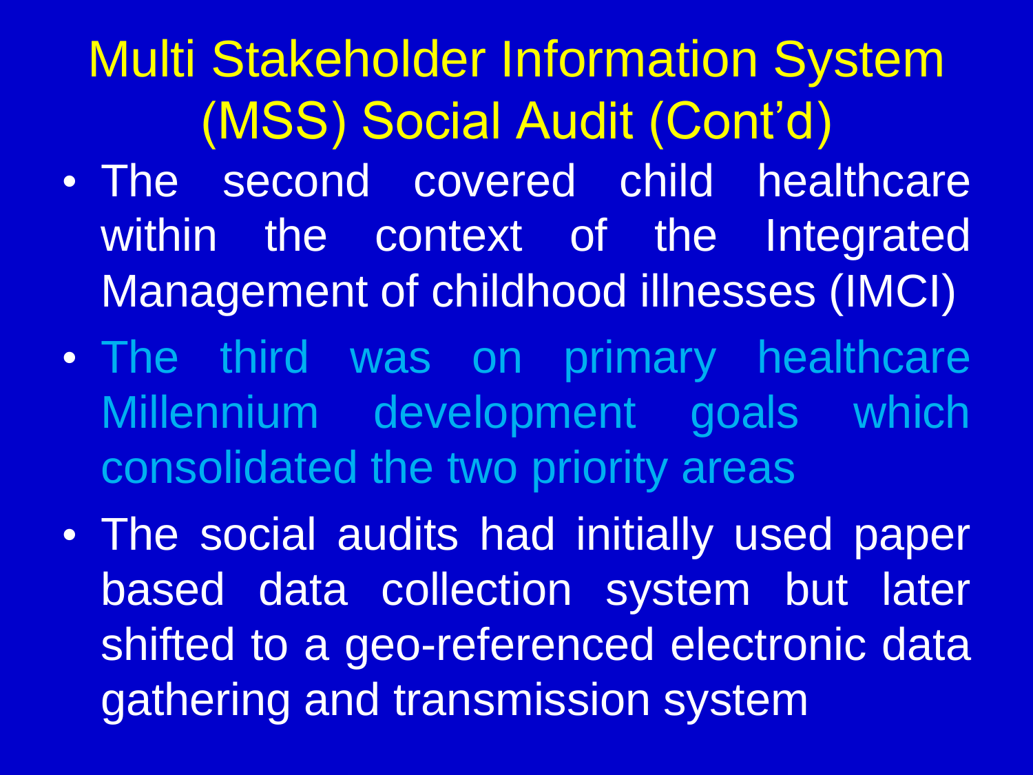# Multi Stakeholder Information System (MSS) Social Audit (Cont'd)

- The second covered child healthcare within the context of the Integrated Management of childhood illnesses (IMCI)
- The third was on primary healthcare Millennium development goals which consolidated the two priority areas
- The social audits had initially used paper based data collection system but later shifted to a geo-referenced electronic data gathering and transmission system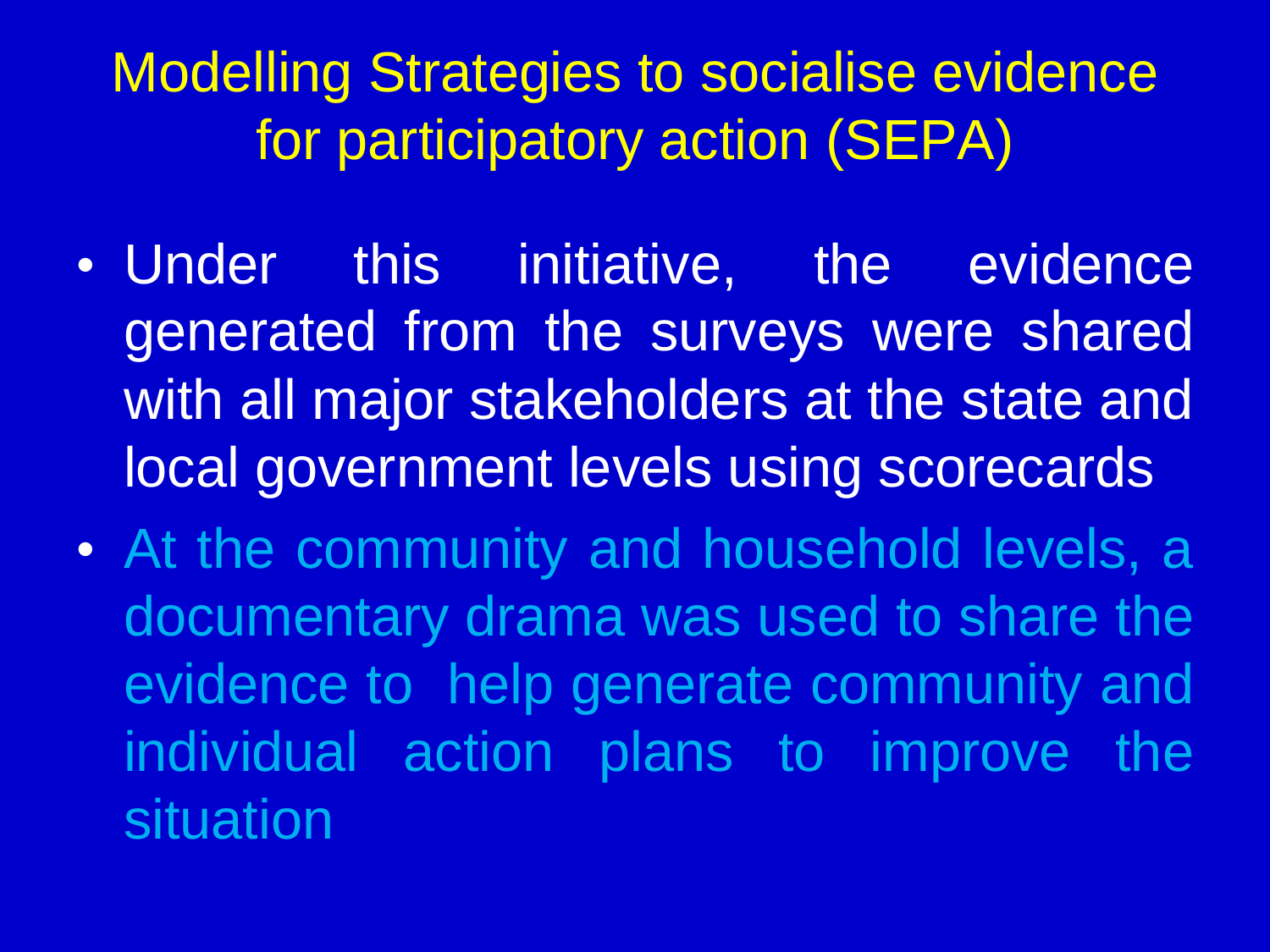# Modelling Strategies to socialise evidence for participatory action (SEPA)

- Under this initiative, the evidence generated from the surveys were shared with all major stakeholders at the state and local government levels using scorecards
- At the community and household levels, a documentary drama was used to share the evidence to help generate community and individual action plans to improve the situation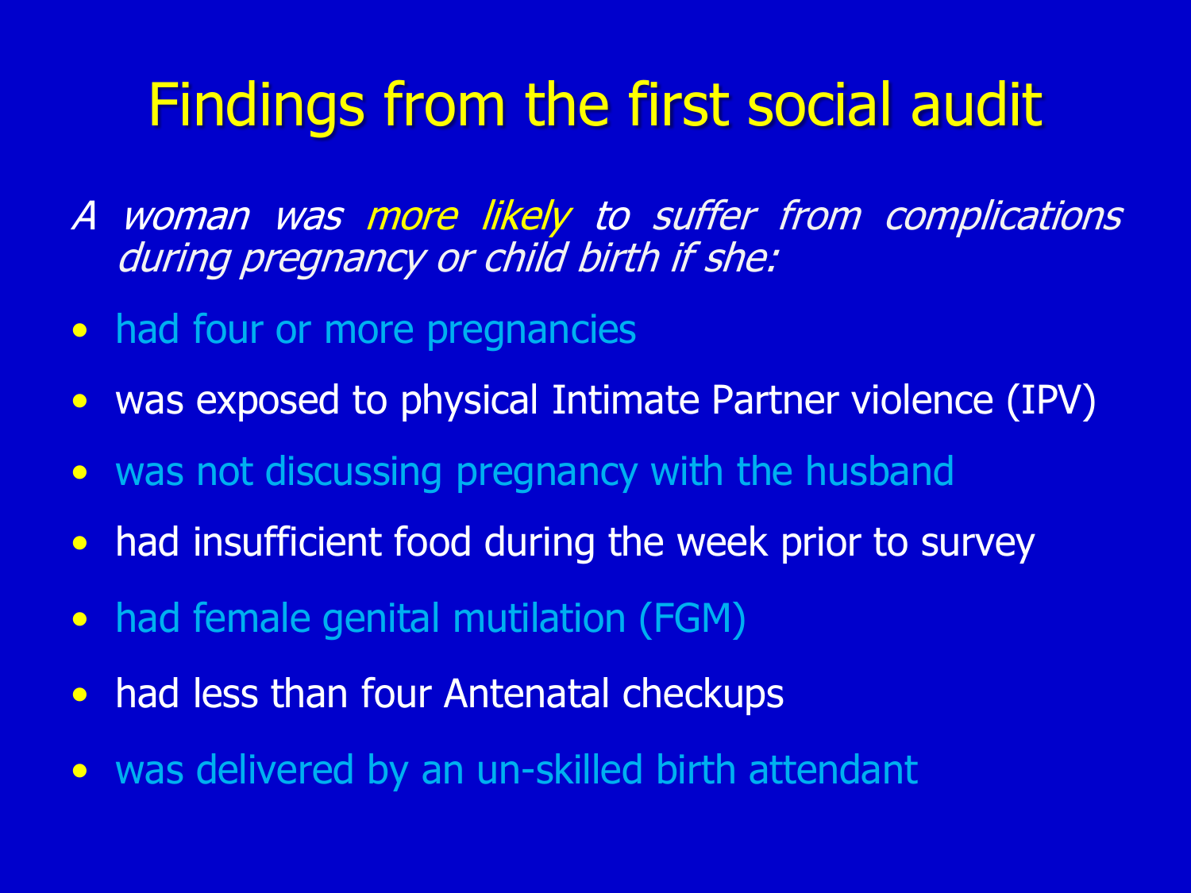# Findings from the first social audit

*A woman was more likely to suffer from complications during pregnancy or child birth if she:*

- had four or more pregnancies
- was exposed to physical Intimate Partner violence (IPV)
- was not discussing pregnancy with the husband
- had insufficient food during the week prior to survey
- had female genital mutilation (FGM)
- had less than four Antenatal checkups
- was delivered by an un-skilled birth attendant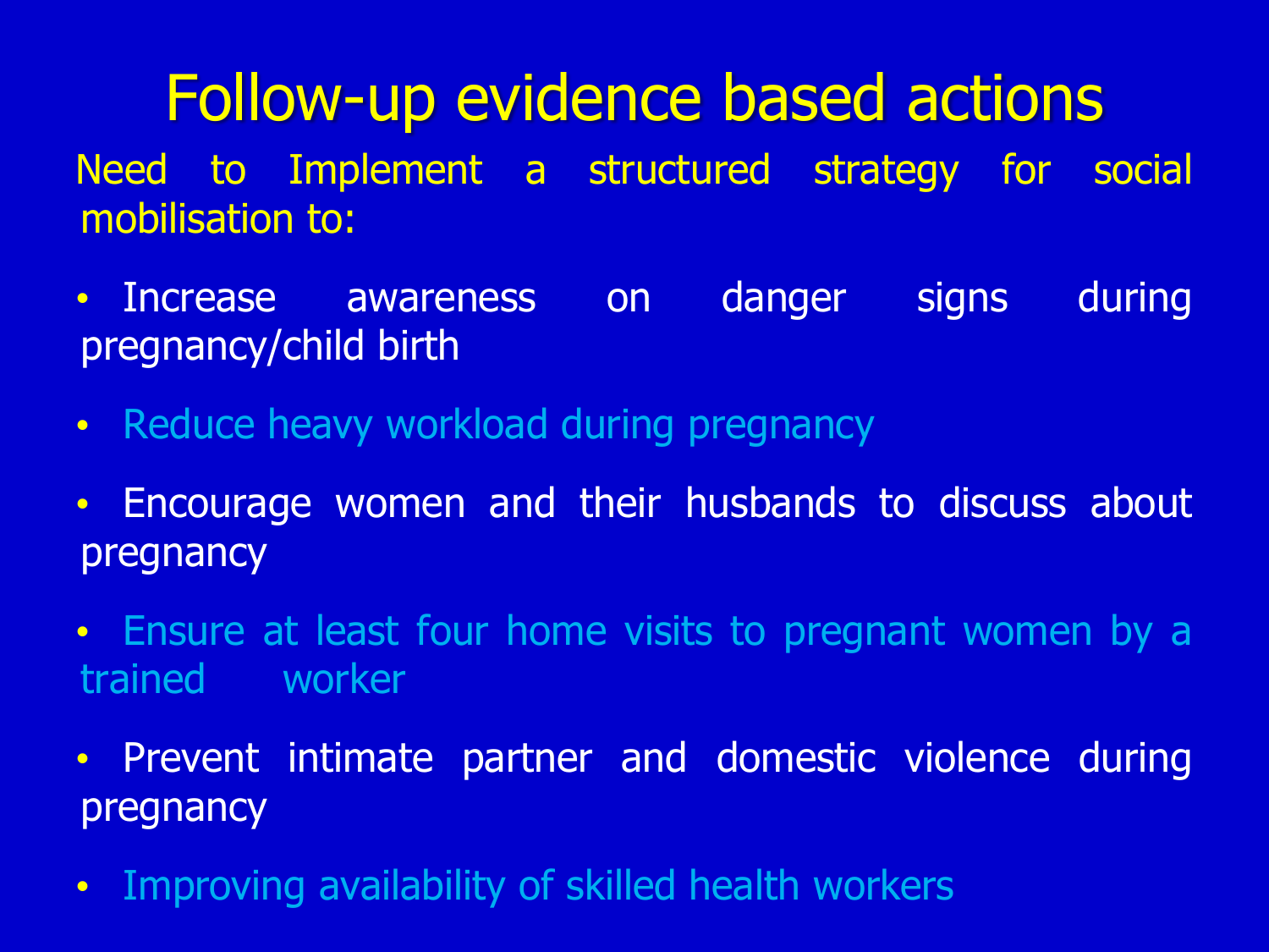# Follow-up evidence based actions

Need to Implement a structured strategy for social mobilisation to:

- Increase awareness on danger signs during pregnancy/child birth
- Reduce heavy workload during pregnancy
- Encourage women and their husbands to discuss about pregnancy
- Ensure at least four home visits to pregnant women by a trained worker
- Prevent intimate partner and domestic violence during pregnancy
- Improving availability of skilled health workers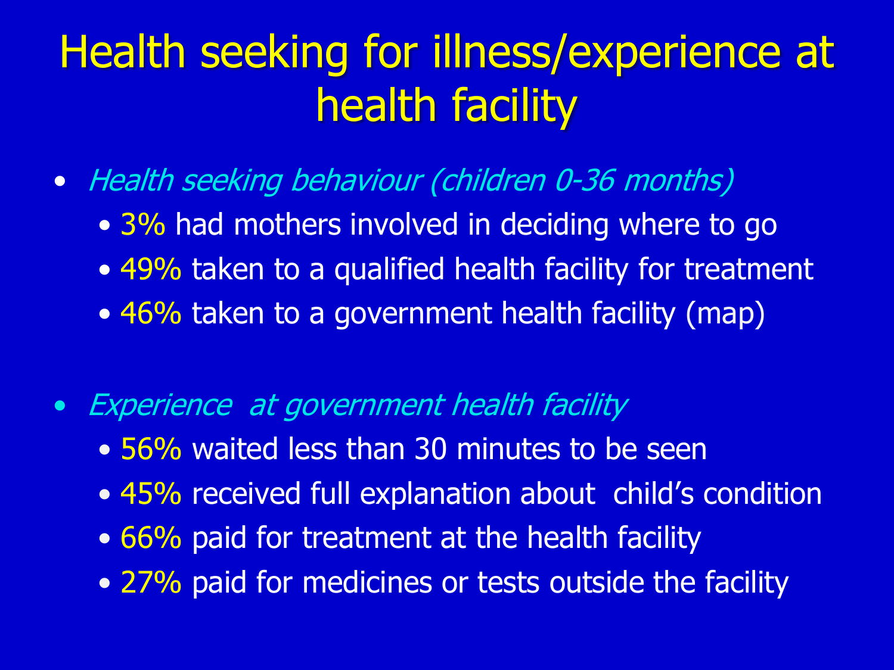# Health seeking for illness/experience at health facility

- *Health seeking behaviour (children 0-36 months)*
  - 3% had mothers involved in deciding where to go
  - 49% taken to a qualified health facility for treatment
  - 46% taken to a government health facility (map)

- *Experience at government health facility*
  - 56% waited less than 30 minutes to be seen
  - 45% received full explanation about child's condition
  - 66% paid for treatment at the health facility
  - 27% paid for medicines or tests outside the facility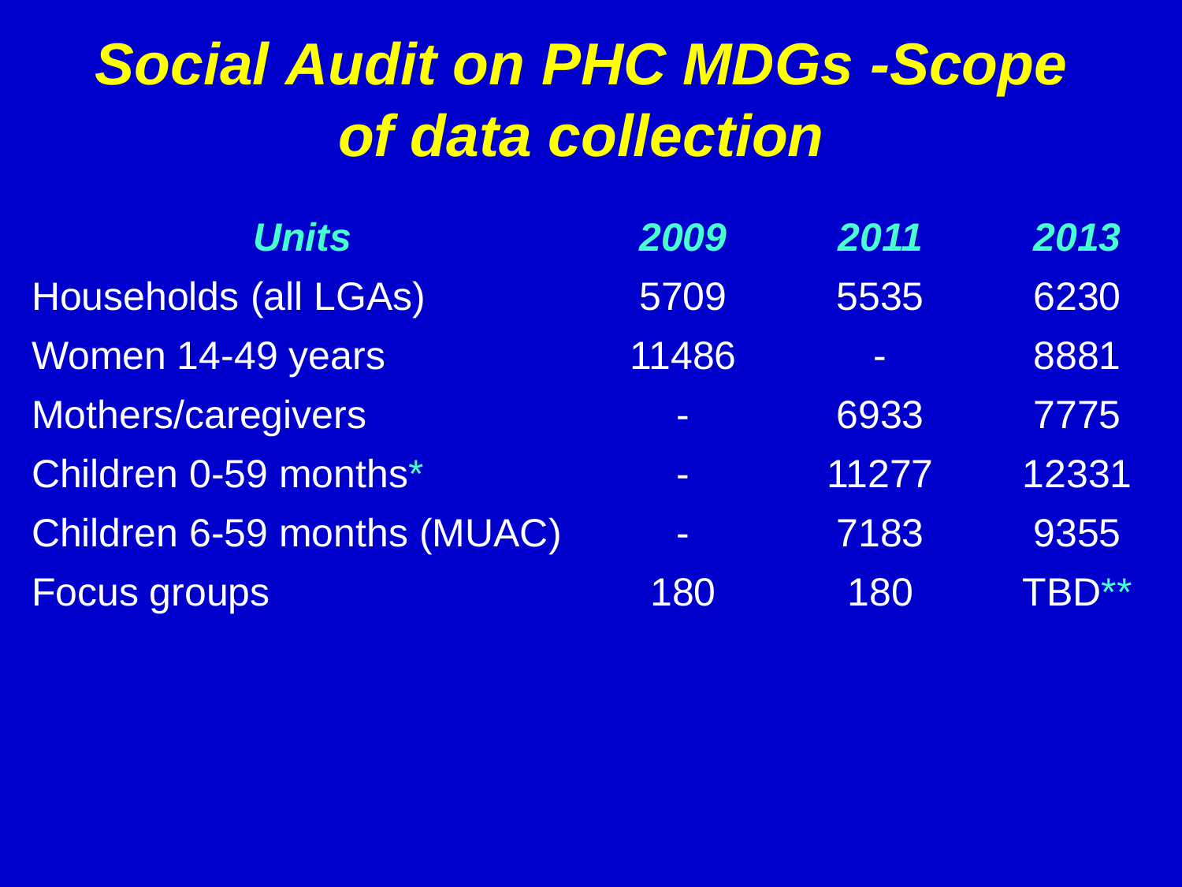# Social Audit on PHC MDGs -Scope of data collection

| *Units* | *2009* | *2011* | *2013* |
|---|---|---|---|
| Households (all LGAs) | 5709 | 5535 | 6230 |
| Women 14-49 years | 11486 | - | 8881 |
| Mothers/caregivers | - | 6933 | 7775 |
| Children 0-59 months* | - | 11277 | 12331 |
| Children 6-59 months (MUAC) | - | 7183 | 9355 |
| Focus groups | 180 | 180 | TBD** |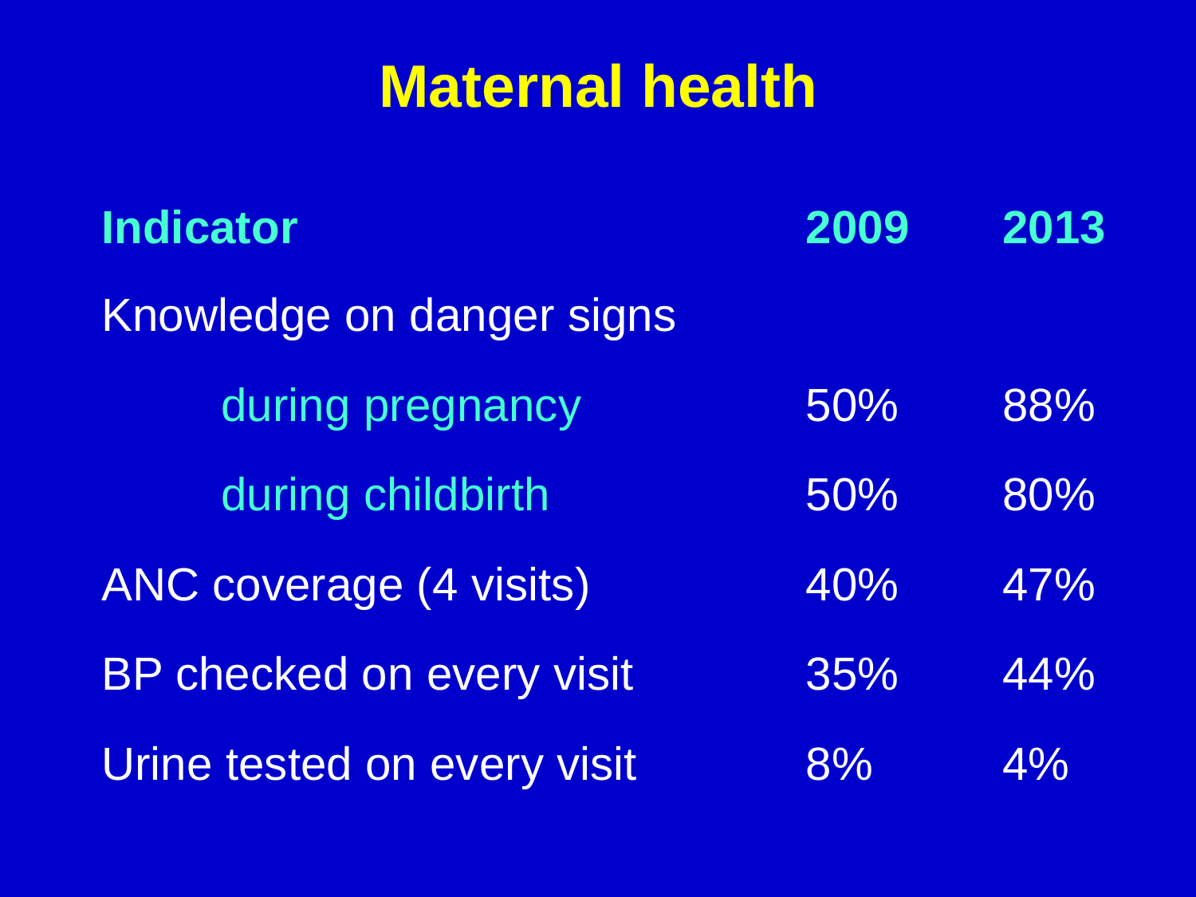# Maternal health

| Indicator | 2009 | 2013 |
| --- | --- | --- |
| Knowledge on danger signs | | |
| during pregnancy | 50% | 88% |
| during childbirth | 50% | 80% |
| ANC coverage (4 visits) | 40% | 47% |
| BP checked on every visit | 35% | 44% |
| Urine tested on every visit | 8% | 4% |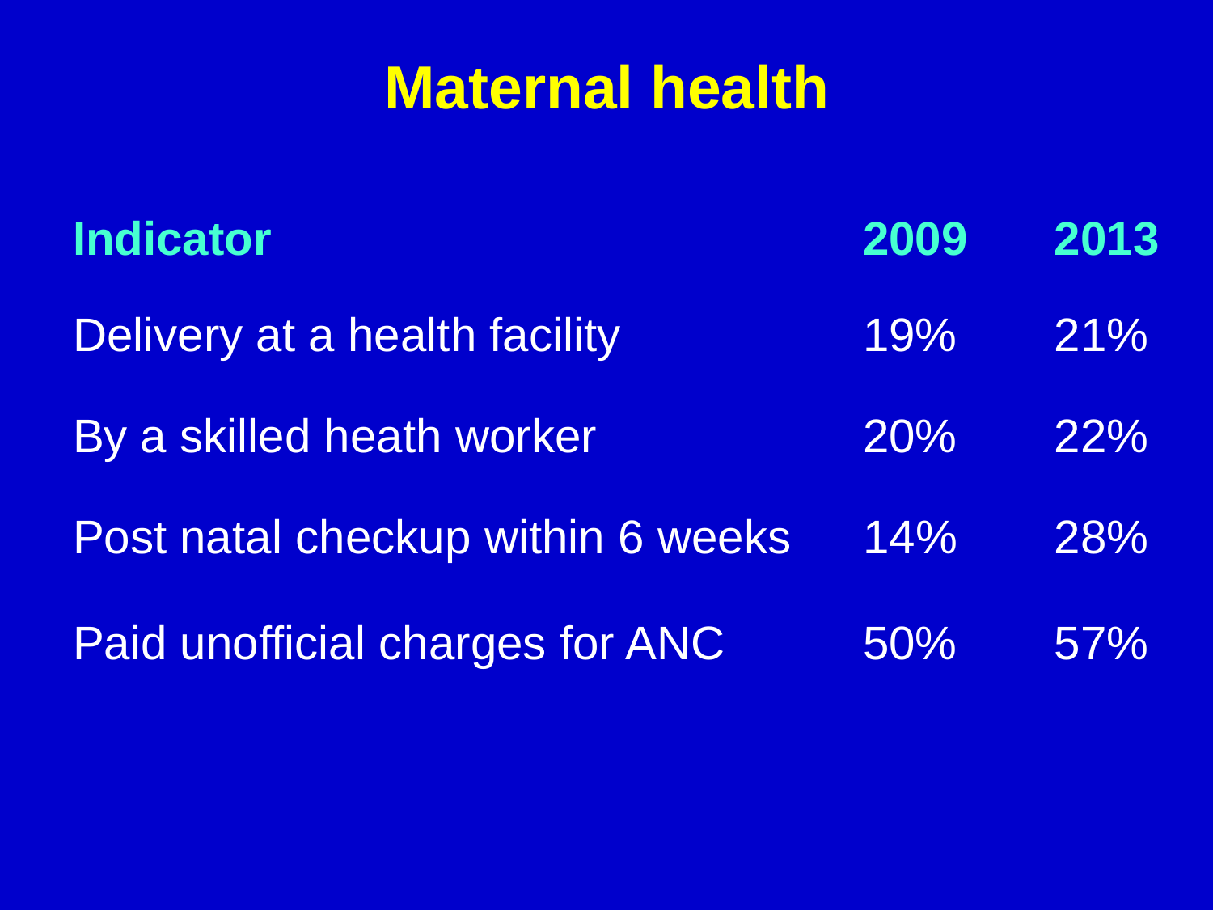# Maternal health

| Indicator | 2009 | 2013 |
| --- | --- | --- |
| Delivery at a health facility | 19% | 21% |
| By a skilled heath worker | 20% | 22% |
| Post natal checkup within 6 weeks | 14% | 28% |
| Paid unofficial charges for ANC | 50% | 57% |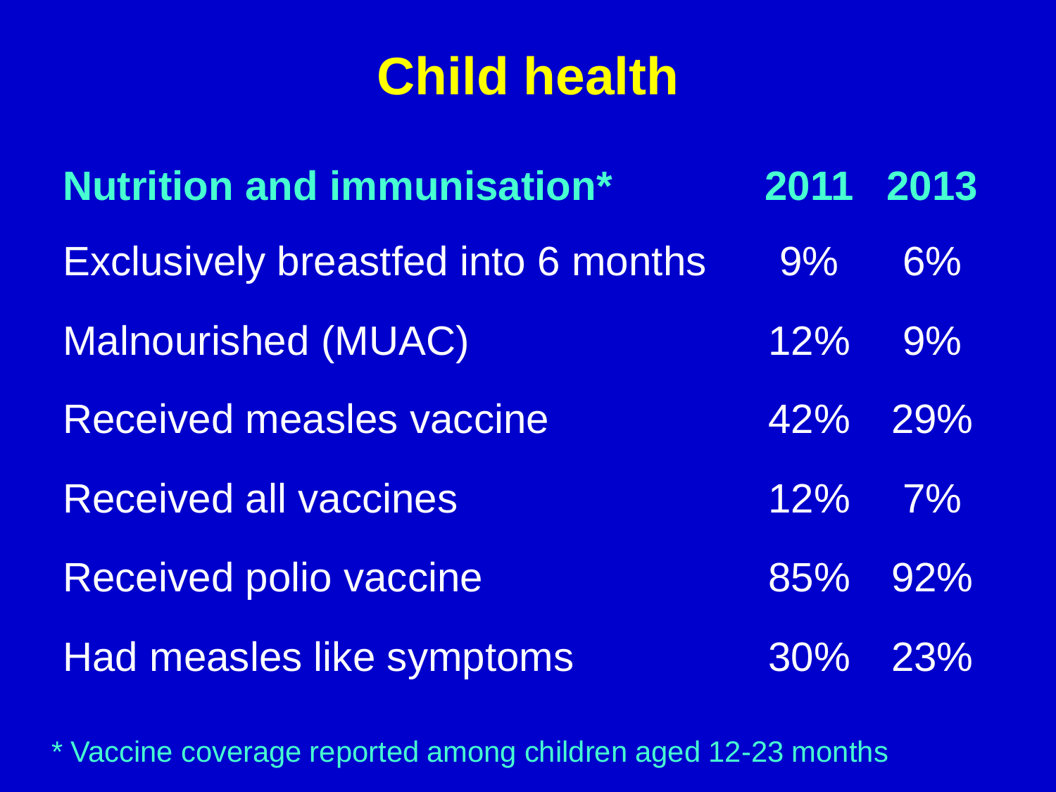# Child health

| Nutrition and immunisation* | 2011 | 2013 |
|---|---|---|
| Exclusively breastfed into 6 months | 9% | 6% |
| Malnourished (MUAC) | 12% | 9% |
| Received measles vaccine | 42% | 29% |
| Received all vaccines | 12% | 7% |
| Received polio vaccine | 85% | 92% |
| Had measles like symptoms | 30% | 23% |

* Vaccine coverage reported among children aged 12-23 months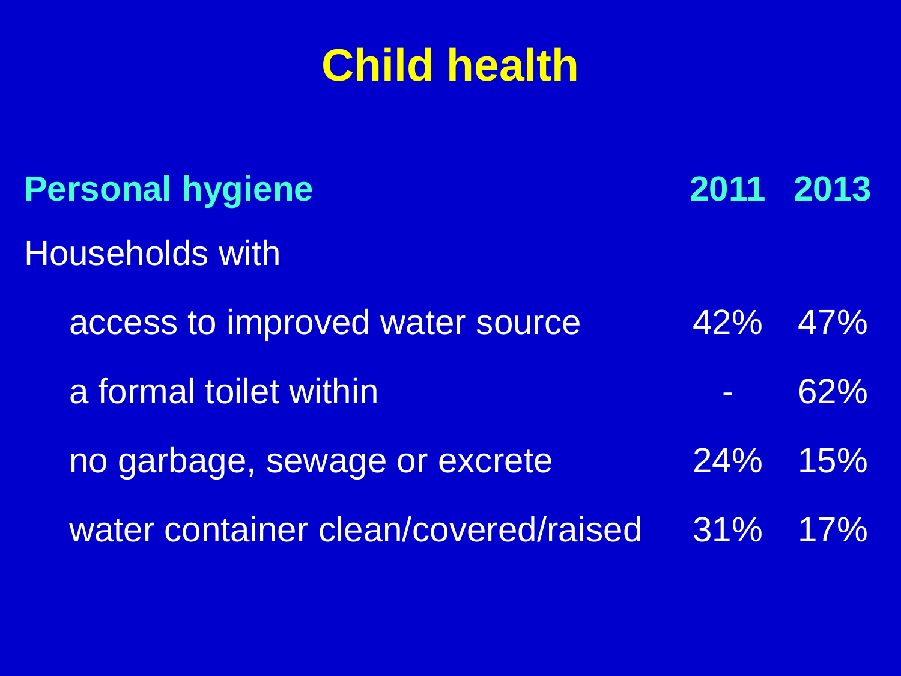# Child health

| Personal hygiene | 2011 | 2013 |
|---|---|---|
| Households with | | |
| access to improved water source | 42% | 47% |
| a formal toilet within | - | 62% |
| no garbage, sewage or excrete | 24% | 15% |
| water container clean/covered/raised | 31% | 17% |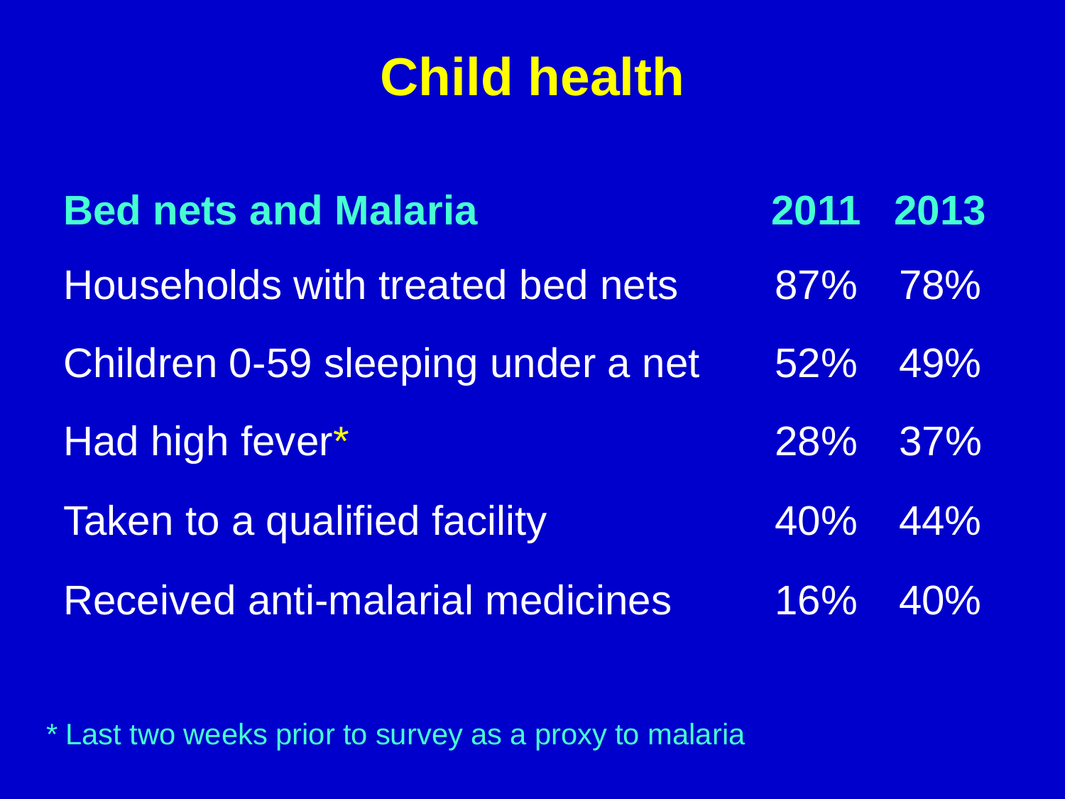# Child health

| Bed nets and Malaria | 2011 | 2013 |
|---|---|---|
| Households with treated bed nets | 87% | 78% |
| Children 0-59 sleeping under a net | 52% | 49% |
| Had high fever* | 28% | 37% |
| Taken to a qualified facility | 40% | 44% |
| Received anti-malarial medicines | 16% | 40% |

* Last two weeks prior to survey as a proxy to malaria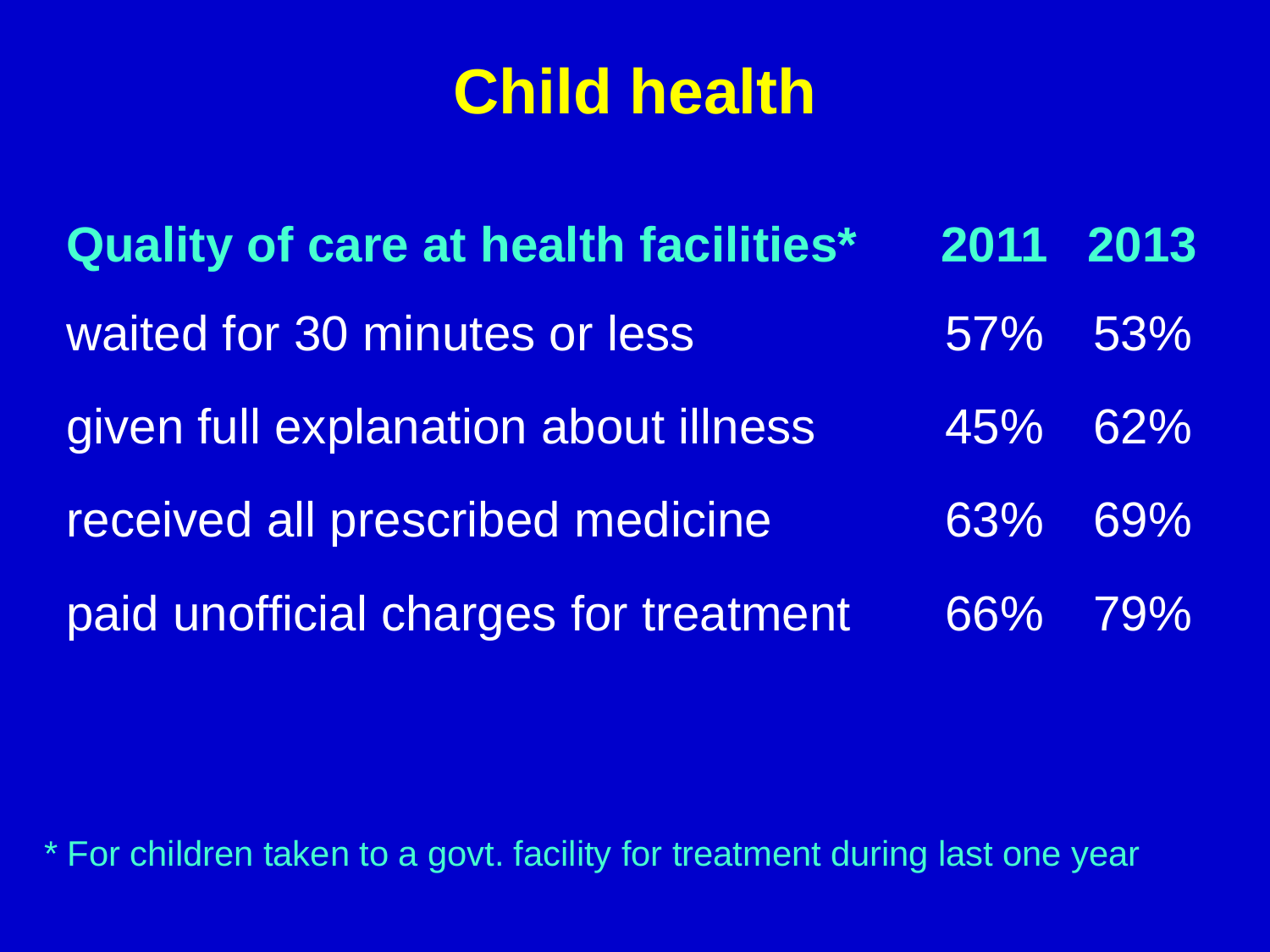# Child health

| Quality of care at health facilities* | 2011 | 2013 |
|---|---|---|
| waited for 30 minutes or less | 57% | 53% |
| given full explanation about illness | 45% | 62% |
| received all prescribed medicine | 63% | 69% |
| paid unofficial charges for treatment | 66% | 79% |

* For children taken to a govt. facility for treatment during last one year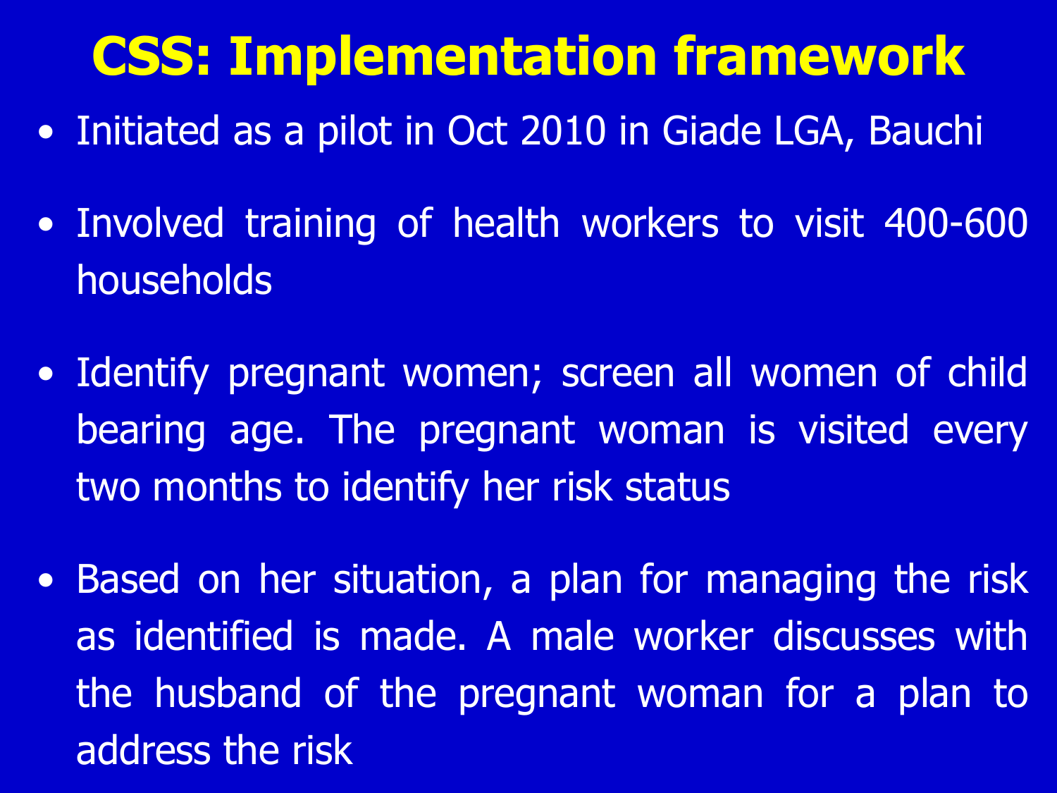# CSS: Implementation framework

- Initiated as a pilot in Oct 2010 in Giade LGA, Bauchi
- Involved training of health workers to visit 400-600 households
- Identify pregnant women; screen all women of child bearing age. The pregnant woman is visited every two months to identify her risk status
- Based on her situation, a plan for managing the risk as identified is made. A male worker discusses with the husband of the pregnant woman for a plan to address the risk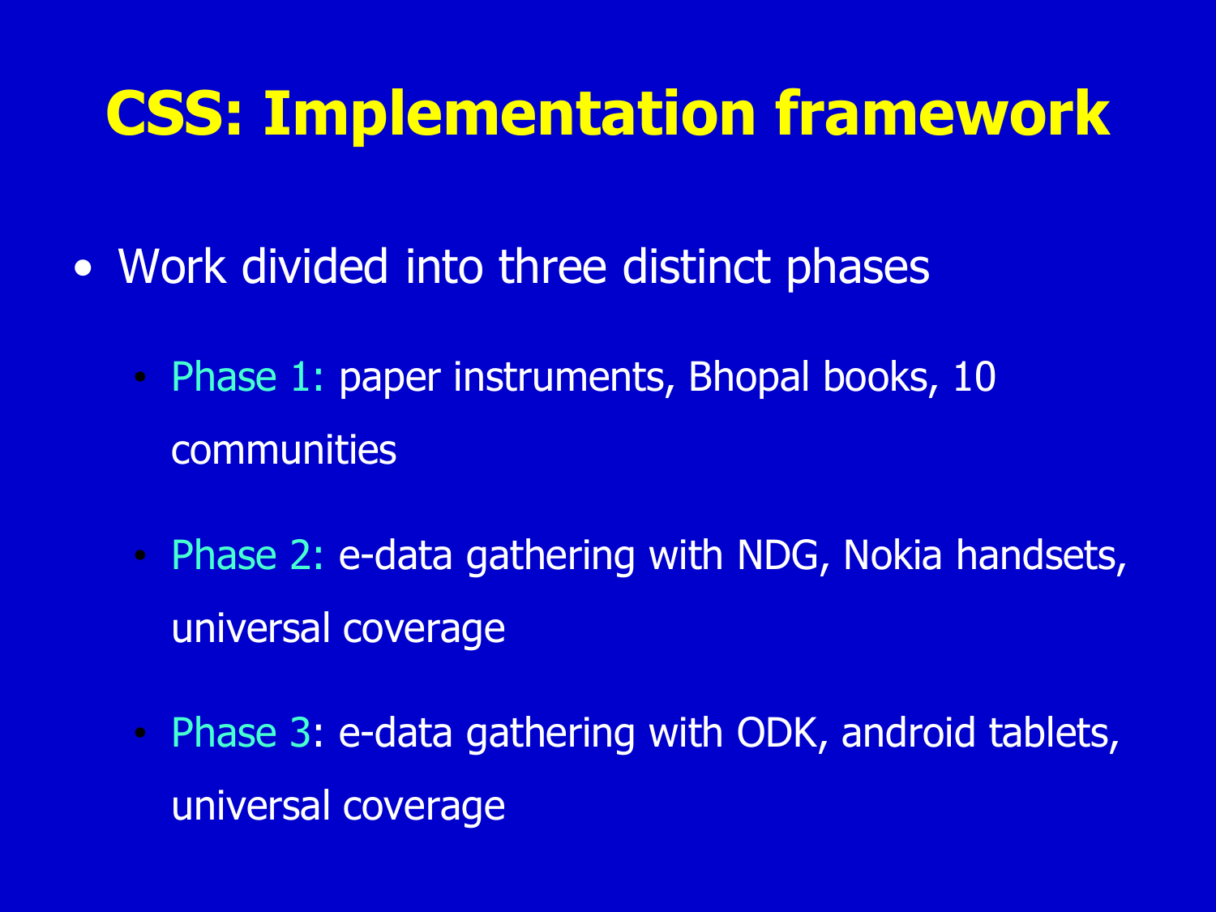# CSS: Implementation framework

- Work divided into three distinct phases
  - Phase 1: paper instruments, Bhopal books, 10 communities
  - Phase 2: e-data gathering with NDG, Nokia handsets, universal coverage
  - Phase 3: e-data gathering with ODK, android tablets, universal coverage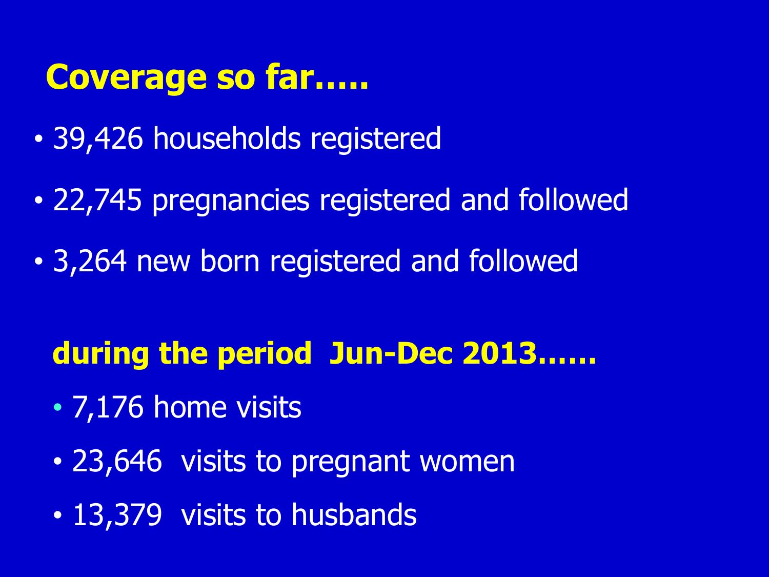# Coverage so far.....

- 39,426 households registered
- 22,745 pregnancies registered and followed
- 3,264 new born registered and followed

## during the period Jun-Dec 2013......

- 7,176 home visits
- 23,646 visits to pregnant women
- 13,379 visits to husbands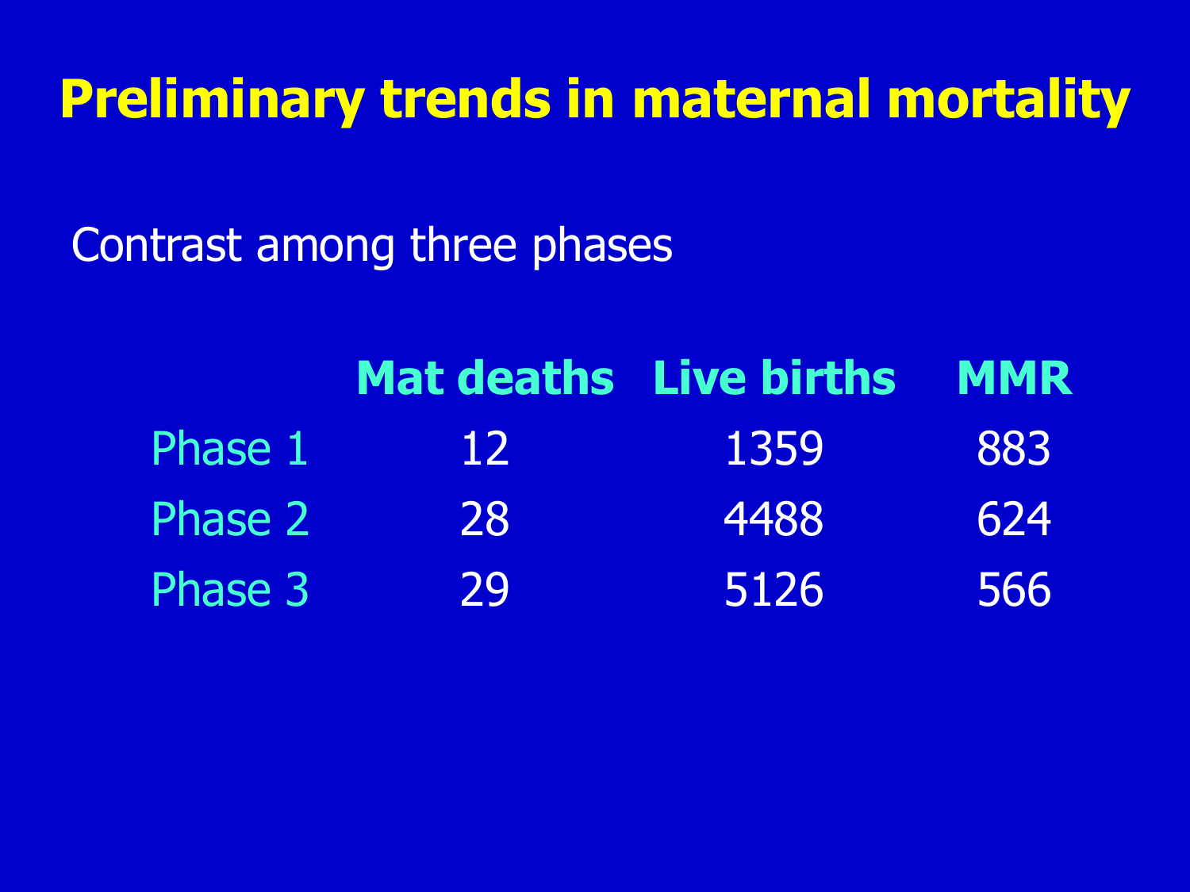# Preliminary trends in maternal mortality

Contrast among three phases

| | Mat deaths | Live births | MMR |
|---|---|---|---|
| Phase 1 | 12 | 1359 | 883 |
| Phase 2 | 28 | 4488 | 624 |
| Phase 3 | 29 | 5126 | 566 |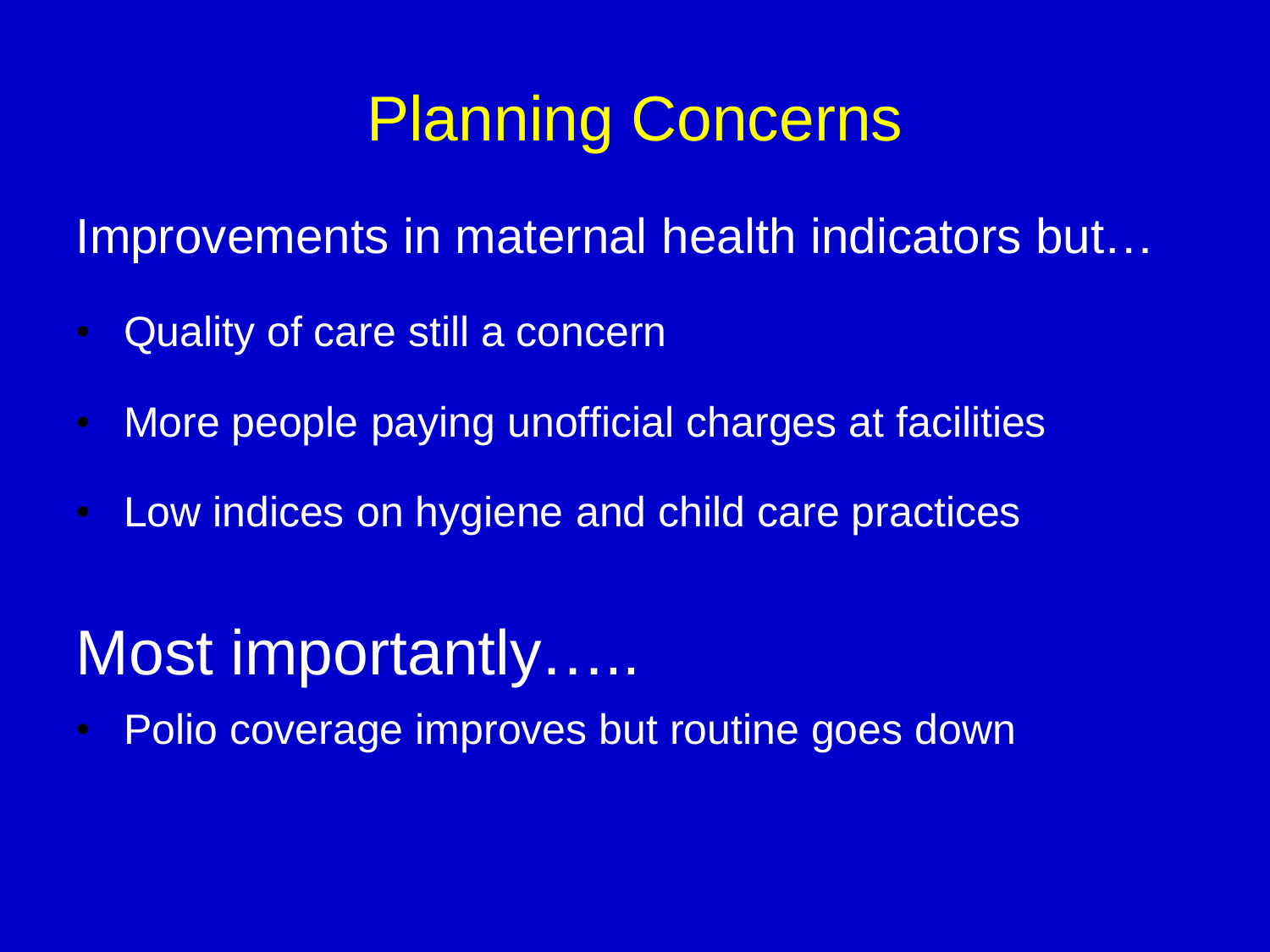# Planning Concerns

Improvements in maternal health indicators but…

- Quality of care still a concern
- More people paying unofficial charges at facilities
- Low indices on hygiene and child care practices

## Most importantly…..

- Polio coverage improves but routine goes down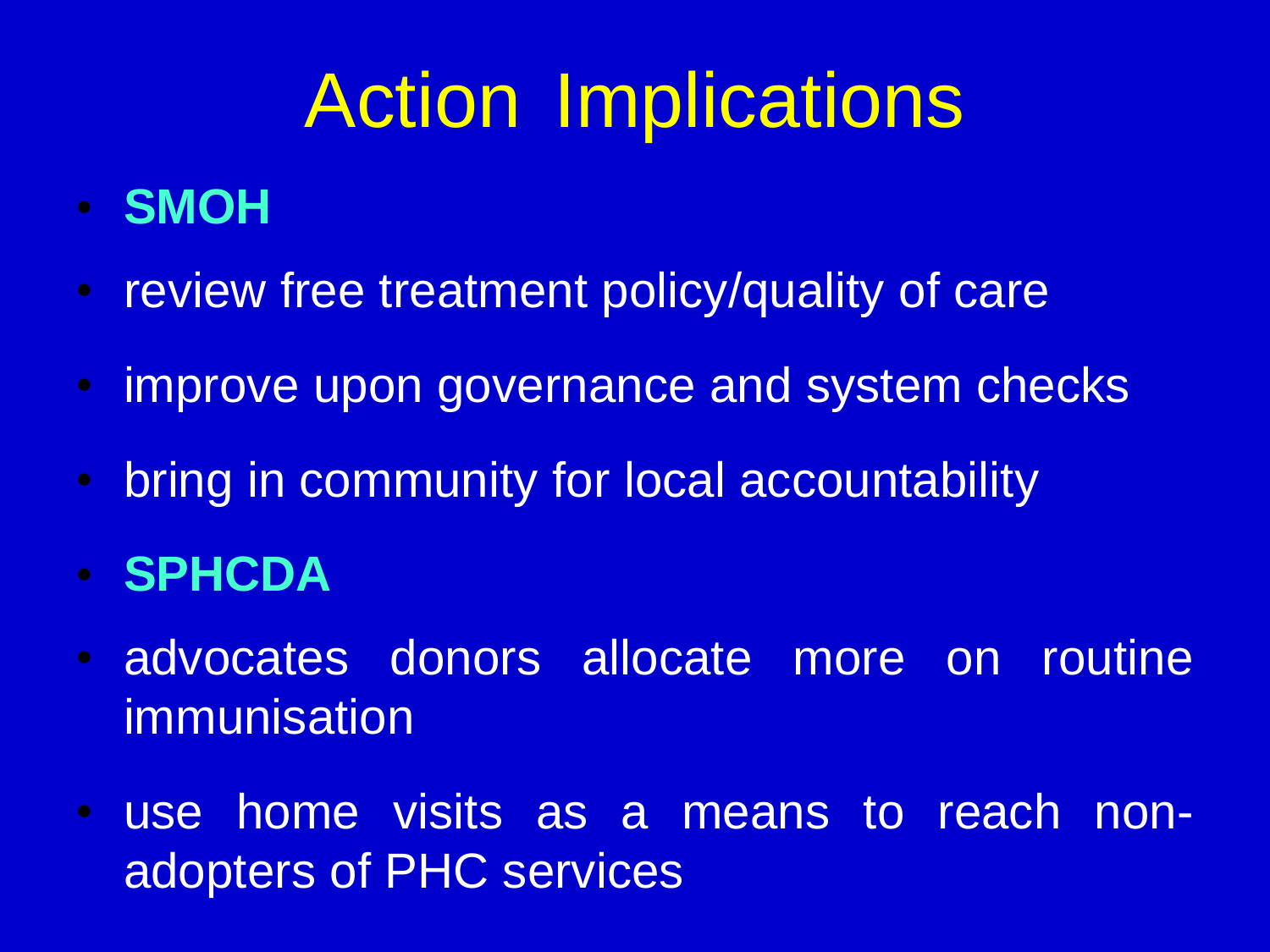# Action Implications

- **SMOH**
- review free treatment policy/quality of care
- improve upon governance and system checks
- bring in community for local accountability
- **SPHCDA**
- advocates donors allocate more on routine immunisation
- use home visits as a means to reach non-adopters of PHC services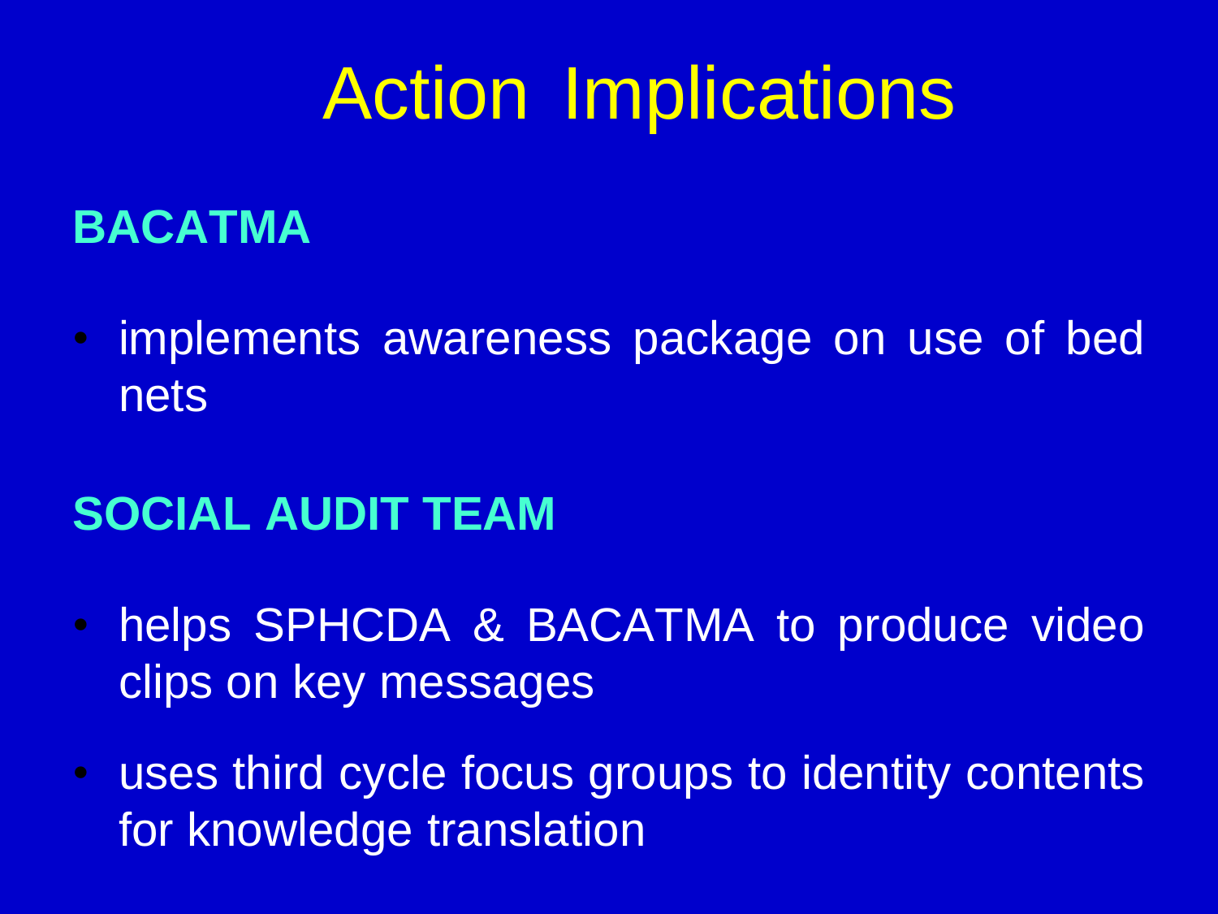# Action Implications

**BACATMA**

- implements awareness package on use of bed nets

**SOCIAL AUDIT TEAM**

- helps SPHCDA & BACATMA to produce video clips on key messages
- uses third cycle focus groups to identity contents for knowledge translation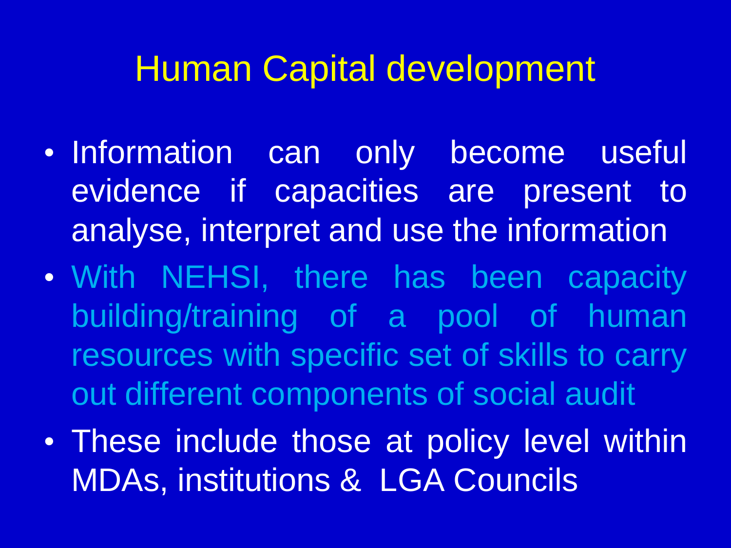# Human Capital development

- Information can only become useful evidence if capacities are present to analyse, interpret and use the information
- With NEHSI, there has been capacity building/training of a pool of human resources with specific set of skills to carry out different components of social audit
- These include those at policy level within MDAs, institutions & LGA Councils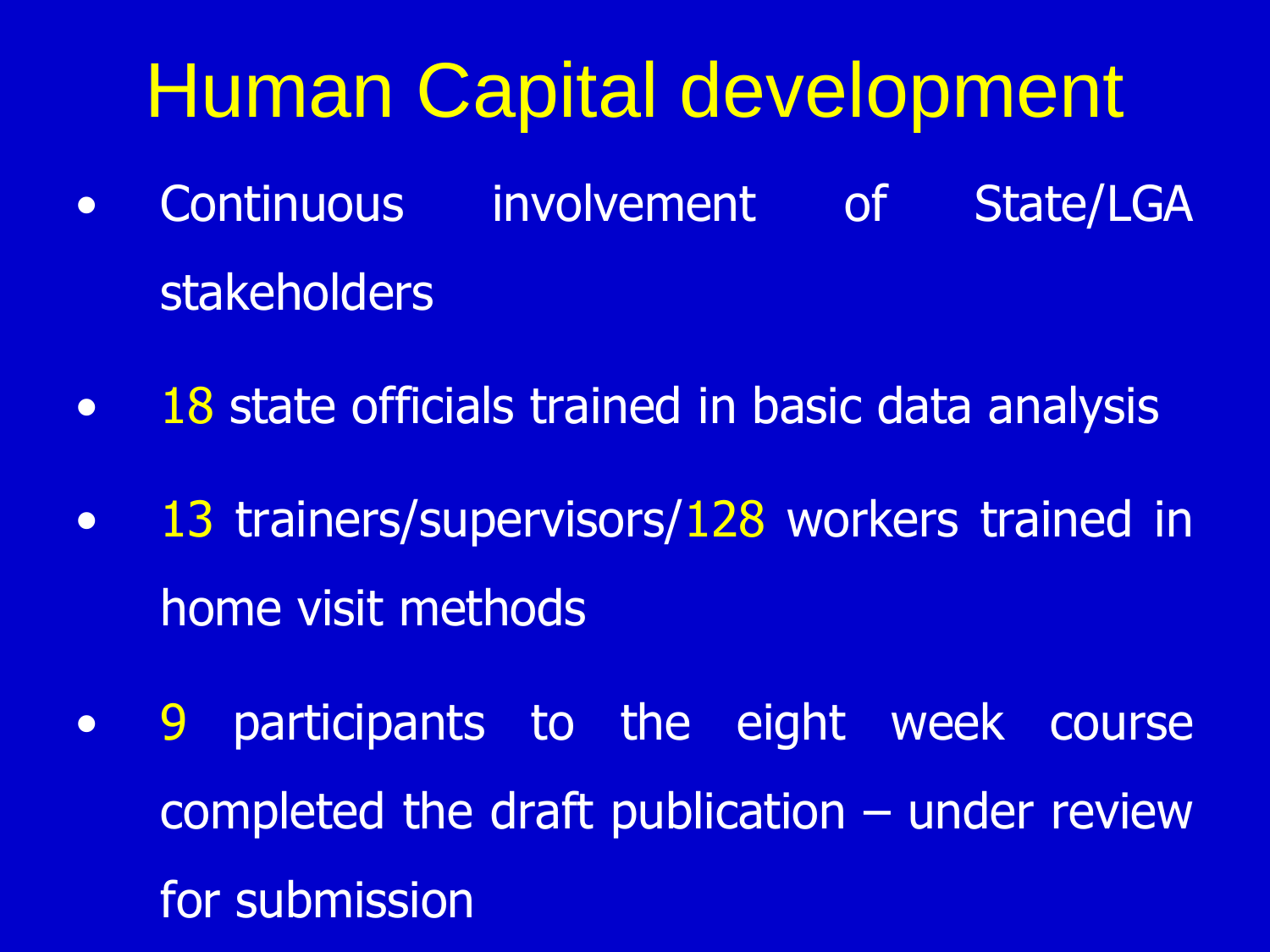# Human Capital development

- Continuous involvement of State/LGA stakeholders
- 18 state officials trained in basic data analysis
- 13 trainers/supervisors/128 workers trained in home visit methods
- 9 participants to the eight week course completed the draft publication – under review for submission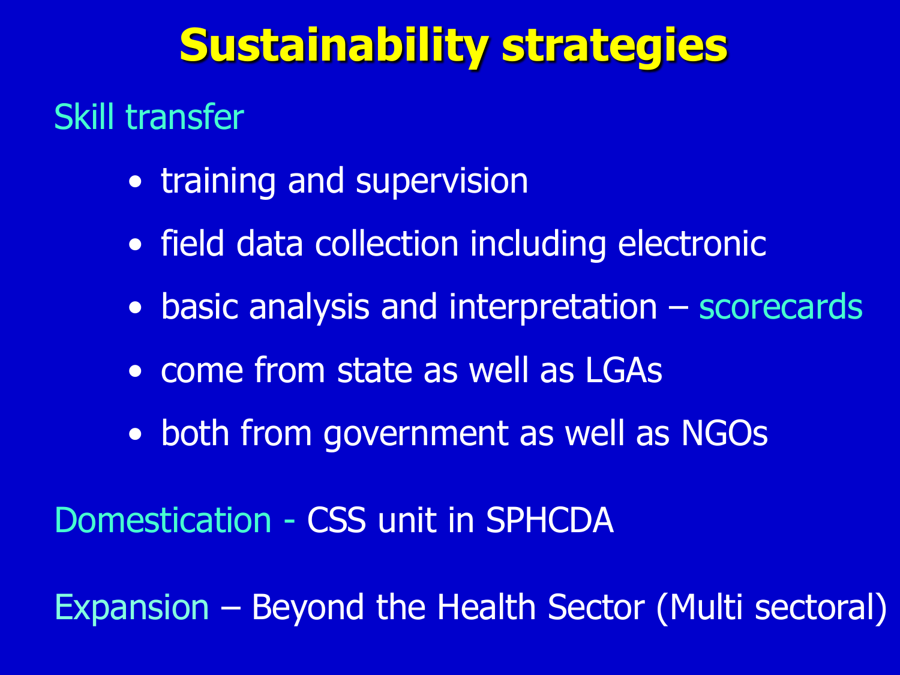# Sustainability strategies

Skill transfer

- training and supervision
- field data collection including electronic
- basic analysis and interpretation – scorecards
- come from state as well as LGAs
- both from government as well as NGOs

Domestication - CSS unit in SPHCDA

Expansion – Beyond the Health Sector (Multi sectoral)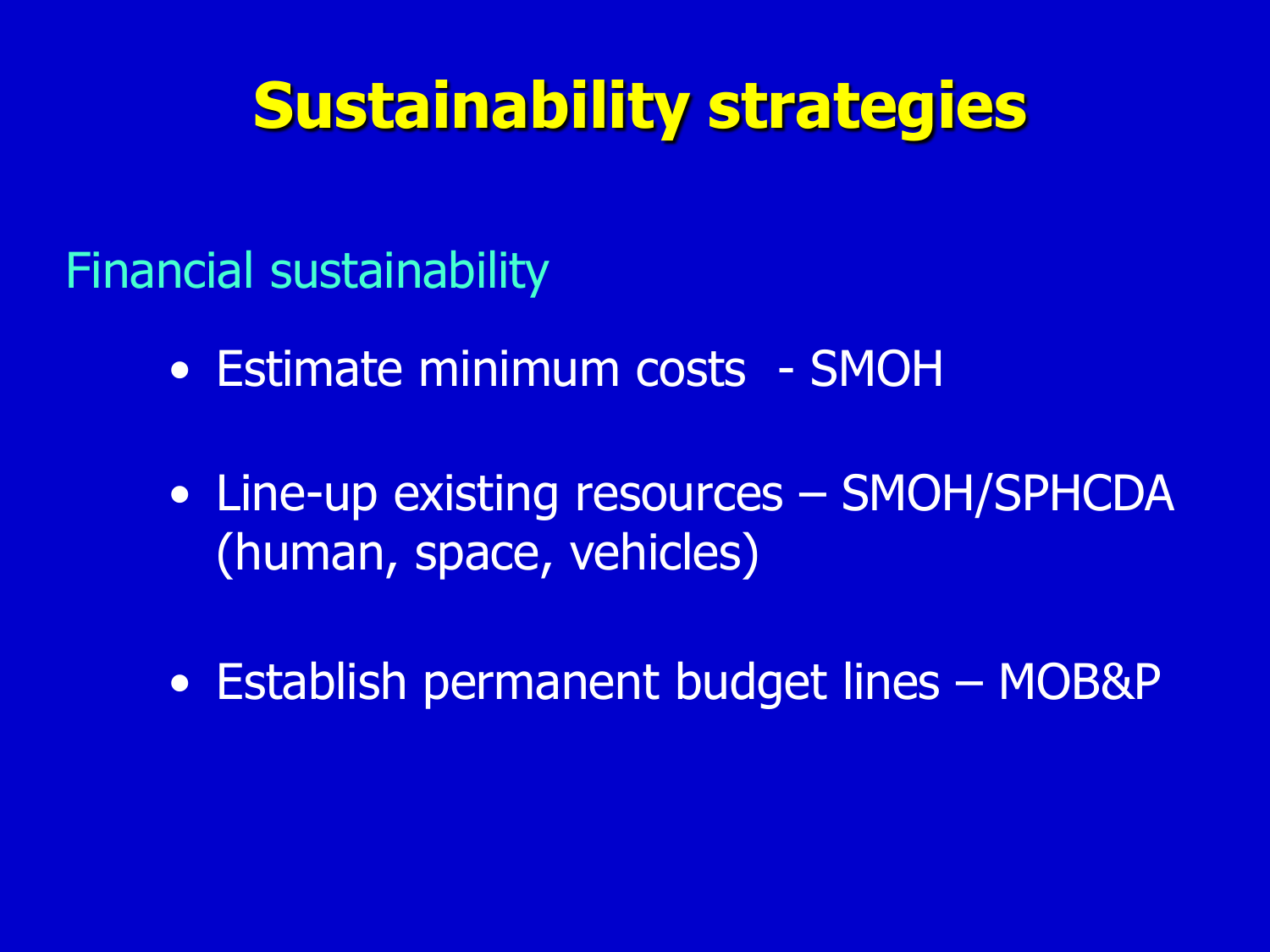# Sustainability strategies

## Financial sustainability

- Estimate minimum costs - SMOH
- Line-up existing resources – SMOH/SPHCDA (human, space, vehicles)
- Establish permanent budget lines – MOB&P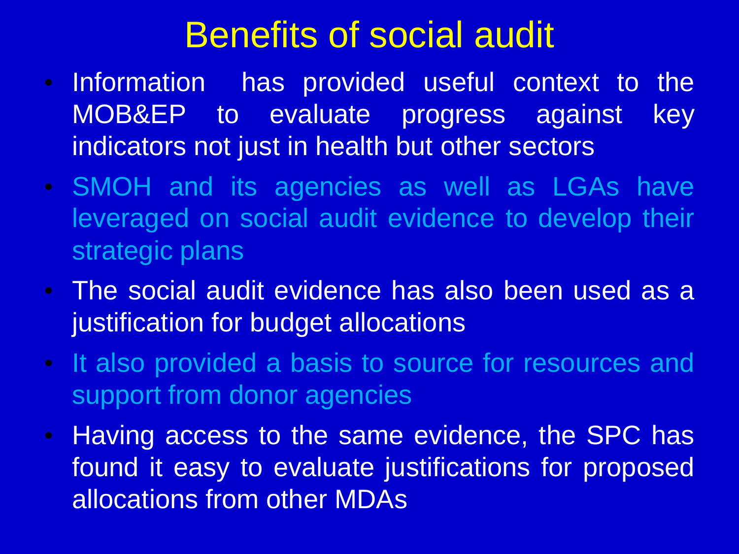# Benefits of social audit

- Information has provided useful context to the MOB&EP to evaluate progress against key indicators not just in health but other sectors
- SMOH and its agencies as well as LGAs have leveraged on social audit evidence to develop their strategic plans
- The social audit evidence has also been used as a justification for budget allocations
- It also provided a basis to source for resources and support from donor agencies
- Having access to the same evidence, the SPC has found it easy to evaluate justifications for proposed allocations from other MDAs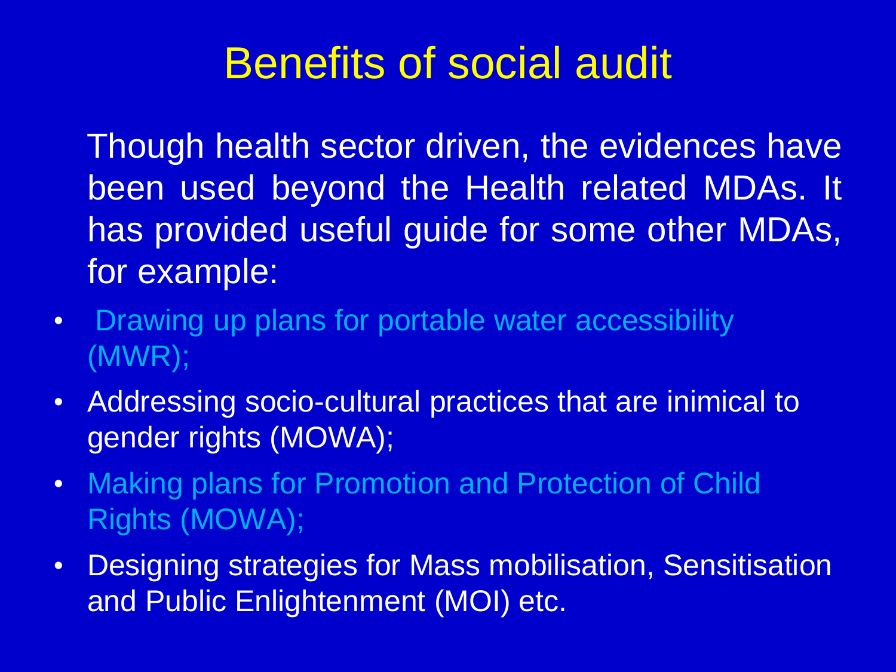# Benefits of social audit

Though health sector driven, the evidences have been used beyond the Health related MDAs. It has provided useful guide for some other MDAs, for example:

- Drawing up plans for portable water accessibility (MWR);
- Addressing socio-cultural practices that are inimical to gender rights (MOWA);
- Making plans for Promotion and Protection of Child Rights (MOWA);
- Designing strategies for Mass mobilisation, Sensitisation and Public Enlightenment (MOI) etc.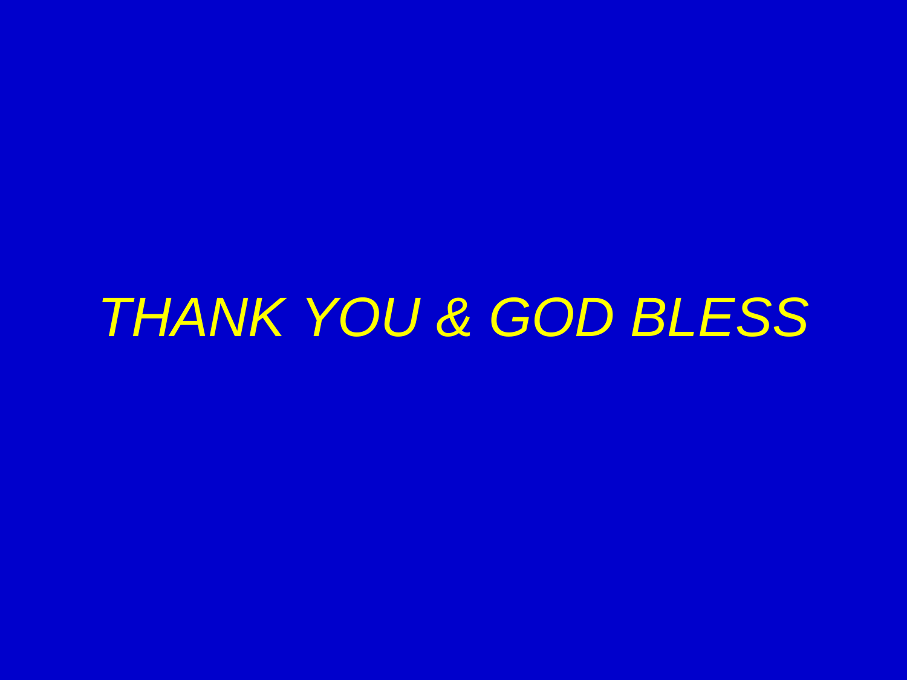*THANK YOU & GOD BLESS*